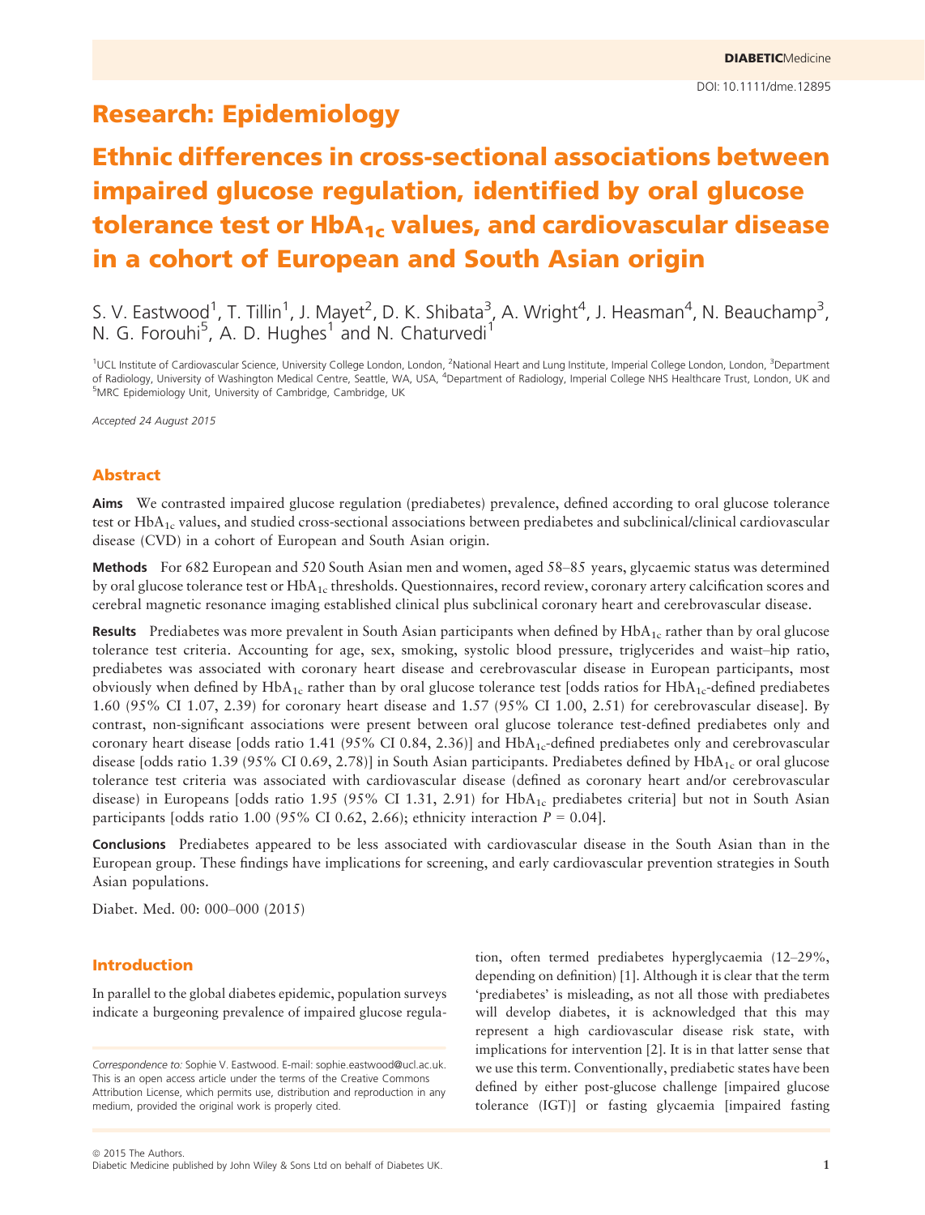Research: Epidemiology

# Ethnic differences in cross-sectional associations between impaired glucose regulation, identified by oral glucose tolerance test or $HbA_{1c}$ values, and cardiovascular disease in a cohort of European and South Asian origin

S. V. Eastwood[1], T. Tillin[1], J. Mayet[2], D. K. Shibata[3], A. Wright[4], J. Heasman[4], N. Beauchamp[3], N. G. Forouhi[5], A. D. Hughes[1] and N. Chaturvedi[1]

[1]UCL Institute of Cardiovascular Science, University College London, London, [2]National Heart and Lung Institute, Imperial College London, London, [3]Department of Radiology, University of Washington Medical Centre, Seattle, WA, USA, [4]Department of Radiology, Imperial College NHS Healthcare Trust, London, UK and [5]MRC Epidemiology Unit, University of Cambridge, Cambridge, UK

*Accepted 24 August 2015*

## Abstract

**Aims** We contrasted impaired glucose regulation (prediabetes) prevalence, defined according to oral glucose tolerance test or $HbA_{1c}$ values, and studied cross-sectional associations between prediabetes and subclinical/clinical cardiovascular disease (CVD) in a cohort of European and South Asian origin.

**Methods** For 682 European and 520 South Asian men and women, aged 58–85 years, glycaemic status was determined by oral glucose tolerance test or $HbA_{1c}$ thresholds. Questionnaires, record review, coronary artery calcification scores and cerebral magnetic resonance imaging established clinical plus subclinical coronary heart and cerebrovascular disease.

**Results** Prediabetes was more prevalent in South Asian participants when defined by $HbA_{1c}$ rather than by oral glucose tolerance test criteria. Accounting for age, sex, smoking, systolic blood pressure, triglycerides and waist–hip ratio, prediabetes was associated with coronary heart disease and cerebrovascular disease in European participants, most obviously when defined by $HbA_{1c}$ rather than by oral glucose tolerance test [odds ratios for $HbA_{1c}$-defined prediabetes 1.60 (95% CI 1.07, 2.39) for coronary heart disease and 1.57 (95% CI 1.00, 2.51) for cerebrovascular disease]. By contrast, non-significant associations were present between oral glucose tolerance test-defined prediabetes only and coronary heart disease [odds ratio 1.41 (95% CI 0.84, 2.36)] and $HbA_{1c}$-defined prediabetes only and cerebrovascular disease [odds ratio 1.39 (95% CI 0.69, 2.78)] in South Asian participants. Prediabetes defined by $HbA_{1c}$ or oral glucose tolerance test criteria was associated with cardiovascular disease (defined as coronary heart and/or cerebrovascular disease) in Europeans [odds ratio 1.95 (95% CI 1.31, 2.91) for $HbA_{1c}$ prediabetes criteria] but not in South Asian participants [odds ratio 1.00 (95% CI 0.62, 2.66); ethnicity interaction $P = 0.04$].

**Conclusions** Prediabetes appeared to be less associated with cardiovascular disease in the South Asian than in the European group. These findings have implications for screening, and early cardiovascular prevention strategies in South Asian populations.

Diabet. Med. 00: 000–000 (2015)

## Introduction

In parallel to the global diabetes epidemic, population surveys indicate a burgeoning prevalence of impaired glucose regulation, often termed prediabetes hyperglycaemia (12–29%, depending on definition) [1]. Although it is clear that the term 'prediabetes' is misleading, as not all those with prediabetes will develop diabetes, it is acknowledged that this may represent a high cardiovascular disease risk state, with implications for intervention [2]. It is in that latter sense that we use this term. Conventionally, prediabetic states have been defined by either post-glucose challenge [impaired glucose tolerance (IGT)] or fasting glycaemia [impaired fasting

*Correspondence to:* Sophie V. Eastwood. E-mail: sophie.eastwood@ucl.ac.uk.
This is an open access article under the terms of the Creative Commons Attribution License, which permits use, distribution and reproduction in any medium, provided the original work is properly cited.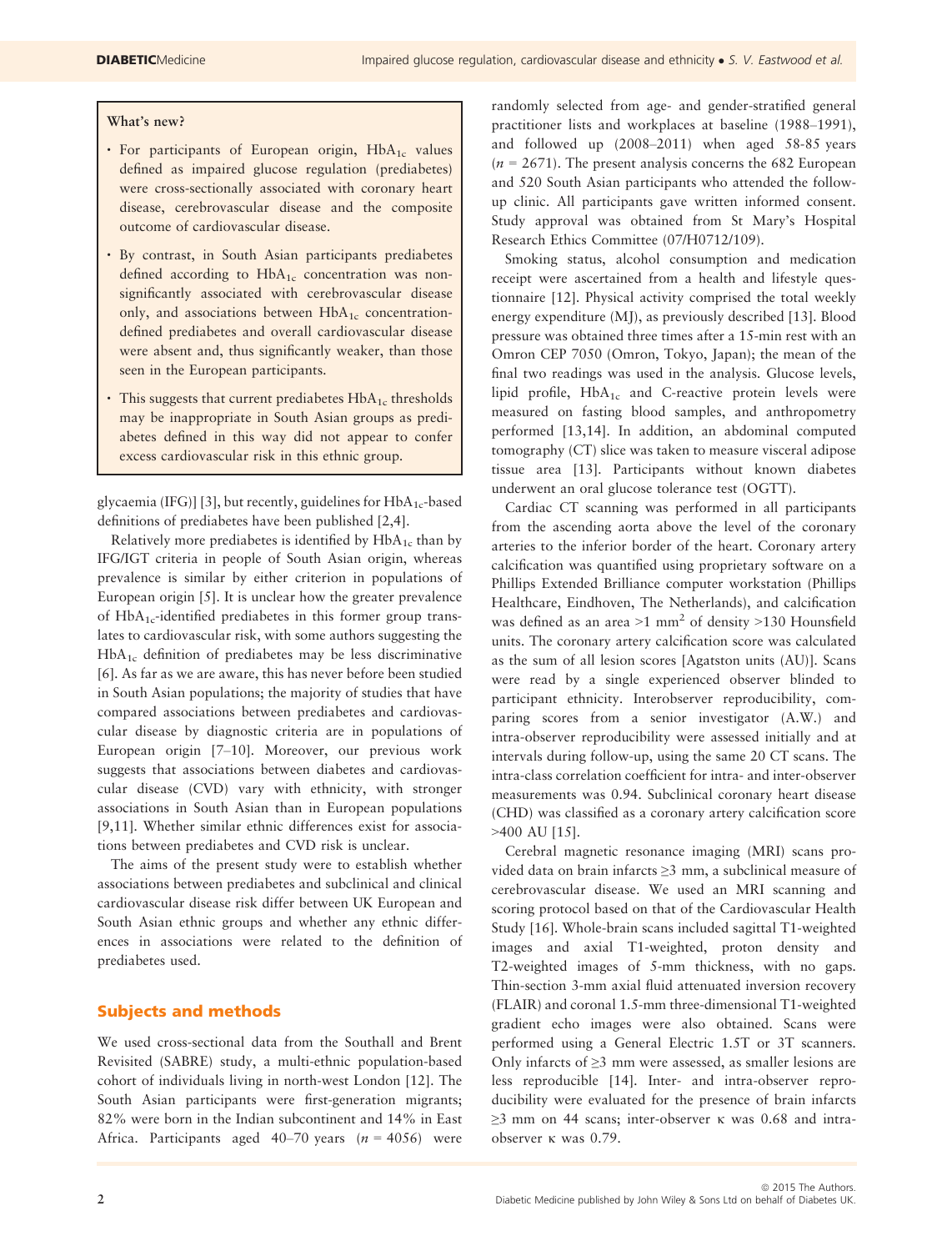> **What's new?**
>
> - For participants of European origin, $HbA_{1c}$ values defined as impaired glucose regulation (prediabetes) were cross-sectionally associated with coronary heart disease, cerebrovascular disease and the composite outcome of cardiovascular disease.
> - By contrast, in South Asian participants prediabetes defined according to $HbA_{1c}$ concentration was non-significantly associated with cerebrovascular disease only, and associations between $HbA_{1c}$ concentration-defined prediabetes and overall cardiovascular disease were absent and, thus significantly weaker, than those seen in the European participants.
> - This suggests that current prediabetes $HbA_{1c}$ thresholds may be inappropriate in South Asian groups as prediabetes defined in this way did not appear to confer excess cardiovascular risk in this ethnic group.

glycaemia (IFG)] [3], but recently, guidelines for $HbA_{1c}$-based definitions of prediabetes have been published [2,4].

Relatively more prediabetes is identified by $HbA_{1c}$ than by IFG/IGT criteria in people of South Asian origin, whereas prevalence is similar by either criterion in populations of European origin [5]. It is unclear how the greater prevalence of $HbA_{1c}$-identified prediabetes in this former group translates to cardiovascular risk, with some authors suggesting the $HbA_{1c}$ definition of prediabetes may be less discriminative [6]. As far as we are aware, this has never before been studied in South Asian populations; the majority of studies that have compared associations between prediabetes and cardiovascular disease by diagnostic criteria are in populations of European origin [7–10]. Moreover, our previous work suggests that associations between diabetes and cardiovascular disease (CVD) vary with ethnicity, with stronger associations in South Asian than in European populations [9,11]. Whether similar ethnic differences exist for associations between prediabetes and CVD risk is unclear.

The aims of the present study were to establish whether associations between prediabetes and subclinical and clinical cardiovascular disease risk differ between UK European and South Asian ethnic groups and whether any ethnic differences in associations were related to the definition of prediabetes used.

## Subjects and methods

We used cross-sectional data from the Southall and Brent Revisited (SABRE) study, a multi-ethnic population-based cohort of individuals living in north-west London [12]. The South Asian participants were first-generation migrants; 82% were born in the Indian subcontinent and 14% in East Africa. Participants aged 40–70 years ($n$ = 4056) were randomly selected from age- and gender-stratified general practitioner lists and workplaces at baseline (1988–1991), and followed up (2008–2011) when aged 58-85 years ($n$ = 2671). The present analysis concerns the 682 European and 520 South Asian participants who attended the follow-up clinic. All participants gave written informed consent. Study approval was obtained from St Mary's Hospital Research Ethics Committee (07/H0712/109).

Smoking status, alcohol consumption and medication receipt were ascertained from a health and lifestyle questionnaire [12]. Physical activity comprised the total weekly energy expenditure (MJ), as previously described [13]. Blood pressure was obtained three times after a 15-min rest with an Omron CEP 7050 (Omron, Tokyo, Japan); the mean of the final two readings was used in the analysis. Glucose levels, lipid profile, $HbA_{1c}$ and C-reactive protein levels were measured on fasting blood samples, and anthropometry performed [13,14]. In addition, an abdominal computed tomography (CT) slice was taken to measure visceral adipose tissue area [13]. Participants without known diabetes underwent an oral glucose tolerance test (OGTT).

Cardiac CT scanning was performed in all participants from the ascending aorta above the level of the coronary arteries to the inferior border of the heart. Coronary artery calcification was quantified using proprietary software on a Phillips Extended Brilliance computer workstation (Phillips Healthcare, Eindhoven, The Netherlands), and calcification was defined as an area >1 mm$^2$ of density >130 Hounsfield units. The coronary artery calcification score was calculated as the sum of all lesion scores [Agatston units (AU)]. Scans were read by a single experienced observer blinded to participant ethnicity. Interobserver reproducibility, comparing scores from a senior investigator (A.W.) and intra-observer reproducibility were assessed initially and at intervals during follow-up, using the same 20 CT scans. The intra-class correlation coefficient for intra- and inter-observer measurements was 0.94. Subclinical coronary heart disease (CHD) was classified as a coronary artery calcification score >400 AU [15].

Cerebral magnetic resonance imaging (MRI) scans provided data on brain infarcts ≥3 mm, a subclinical measure of cerebrovascular disease. We used an MRI scanning and scoring protocol based on that of the Cardiovascular Health Study [16]. Whole-brain scans included sagittal T1-weighted images and axial T1-weighted, proton density and T2-weighted images of 5-mm thickness, with no gaps. Thin-section 3-mm axial fluid attenuated inversion recovery (FLAIR) and coronal 1.5-mm three-dimensional T1-weighted gradient echo images were also obtained. Scans were performed using a General Electric 1.5T or 3T scanners. Only infarcts of ≥3 mm were assessed, as smaller lesions are less reproducible [14]. Inter- and intra-observer reproducibility were evaluated for the presence of brain infarcts ≥3 mm on 44 scans; inter-observer κ was 0.68 and intra-observer κ was 0.79.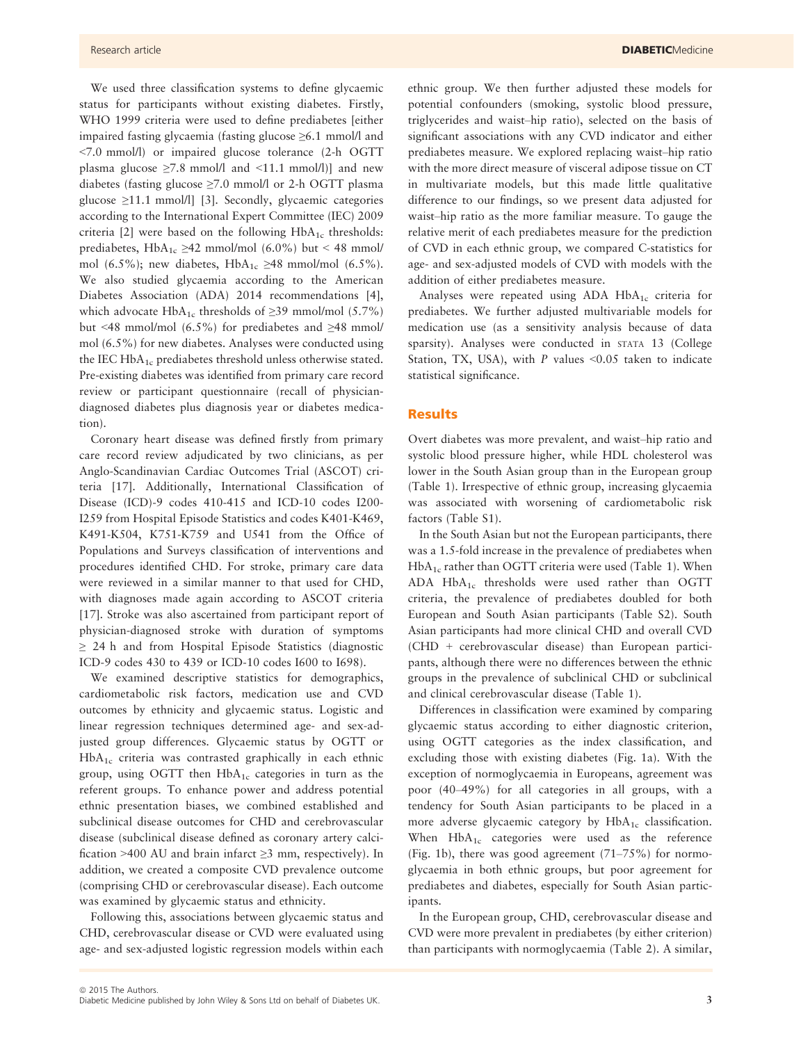We used three classification systems to define glycaemic status for participants without existing diabetes. Firstly, WHO 1999 criteria were used to define prediabetes [either impaired fasting glycaemia (fasting glucose ≥6.1 mmol/l and <7.0 mmol/l) or impaired glucose tolerance (2-h OGTT plasma glucose ≥7.8 mmol/l and <11.1 mmol/l)] and new diabetes (fasting glucose ≥7.0 mmol/l or 2-h OGTT plasma glucose ≥11.1 mmol/l] [3]. Secondly, glycaemic categories according to the International Expert Committee (IEC) 2009 criteria [2] were based on the following $HbA_{1c}$ thresholds: prediabetes, $HbA_{1c}$ ≥42 mmol/mol (6.0%) but < 48 mmol/mol (6.5%); new diabetes, $HbA_{1c}$ ≥48 mmol/mol (6.5%). We also studied glycaemia according to the American Diabetes Association (ADA) 2014 recommendations [4], which advocate $HbA_{1c}$ thresholds of ≥39 mmol/mol (5.7%) but <48 mmol/mol (6.5%) for prediabetes and ≥48 mmol/mol (6.5%) for new diabetes. Analyses were conducted using the IEC $HbA_{1c}$ prediabetes threshold unless otherwise stated. Pre-existing diabetes was identified from primary care record review or participant questionnaire (recall of physician-diagnosed diabetes plus diagnosis year or diabetes medication).

Coronary heart disease was defined firstly from primary care record review adjudicated by two clinicians, as per Anglo-Scandinavian Cardiac Outcomes Trial (ASCOT) criteria [17]. Additionally, International Classification of Disease (ICD)-9 codes 410-415 and ICD-10 codes I200-I259 from Hospital Episode Statistics and codes K401-K469, K491-K504, K751-K759 and U541 from the Office of Populations and Surveys classification of interventions and procedures identified CHD. For stroke, primary care data were reviewed in a similar manner to that used for CHD, with diagnoses made again according to ASCOT criteria [17]. Stroke was also ascertained from participant report of physician-diagnosed stroke with duration of symptoms ≥ 24 h and from Hospital Episode Statistics (diagnostic ICD-9 codes 430 to 439 or ICD-10 codes I600 to I698).

We examined descriptive statistics for demographics, cardiometabolic risk factors, medication use and CVD outcomes by ethnicity and glycaemic status. Logistic and linear regression techniques determined age- and sex-adjusted group differences. Glycaemic status by OGTT or $HbA_{1c}$ criteria was contrasted graphically in each ethnic group, using OGTT then $HbA_{1c}$ categories in turn as the referent groups. To enhance power and address potential ethnic presentation biases, we combined established and subclinical disease outcomes for CHD and cerebrovascular disease (subclinical disease defined as coronary artery calcification >400 AU and brain infarct ≥3 mm, respectively). In addition, we created a composite CVD prevalence outcome (comprising CHD or cerebrovascular disease). Each outcome was examined by glycaemic status and ethnicity.

Following this, associations between glycaemic status and CHD, cerebrovascular disease or CVD were evaluated using age- and sex-adjusted logistic regression models within each ethnic group. We then further adjusted these models for potential confounders (smoking, systolic blood pressure, triglycerides and waist–hip ratio), selected on the basis of significant associations with any CVD indicator and either prediabetes measure. We explored replacing waist–hip ratio with the more direct measure of visceral adipose tissue on CT in multivariate models, but this made little qualitative difference to our findings, so we present data adjusted for waist–hip ratio as the more familiar measure. To gauge the relative merit of each prediabetes measure for the prediction of CVD in each ethnic group, we compared C-statistics for age- and sex-adjusted models of CVD with models with the addition of either prediabetes measure.

Analyses were repeated using ADA $HbA_{1c}$ criteria for prediabetes. We further adjusted multivariable models for medication use (as a sensitivity analysis because of data sparsity). Analyses were conducted in STATA 13 (College Station, TX, USA), with $P$ values <0.05 taken to indicate statistical significance.

## Results

Overt diabetes was more prevalent, and waist–hip ratio and systolic blood pressure higher, while HDL cholesterol was lower in the South Asian group than in the European group (Table 1). Irrespective of ethnic group, increasing glycaemia was associated with worsening of cardiometabolic risk factors (Table S1).

In the South Asian but not the European participants, there was a 1.5-fold increase in the prevalence of prediabetes when $HbA_{1c}$ rather than OGTT criteria were used (Table 1). When ADA $HbA_{1c}$ thresholds were used rather than OGTT criteria, the prevalence of prediabetes doubled for both European and South Asian participants (Table S2). South Asian participants had more clinical CHD and overall CVD (CHD + cerebrovascular disease) than European participants, although there were no differences between the ethnic groups in the prevalence of subclinical CHD or subclinical and clinical cerebrovascular disease (Table 1).

Differences in classification were examined by comparing glycaemic status according to either diagnostic criterion, using OGTT categories as the index classification, and excluding those with existing diabetes (Fig. 1a). With the exception of normoglycaemia in Europeans, agreement was poor (40–49%) for all categories in all groups, with a tendency for South Asian participants to be placed in a more adverse glycaemic category by $HbA_{1c}$ classification. When $HbA_{1c}$ categories were used as the reference (Fig. 1b), there was good agreement (71–75%) for normoglycaemia in both ethnic groups, but poor agreement for prediabetes and diabetes, especially for South Asian participants.

In the European group, CHD, cerebrovascular disease and CVD were more prevalent in prediabetes (by either criterion) than participants with normoglycaemia (Table 2). A similar,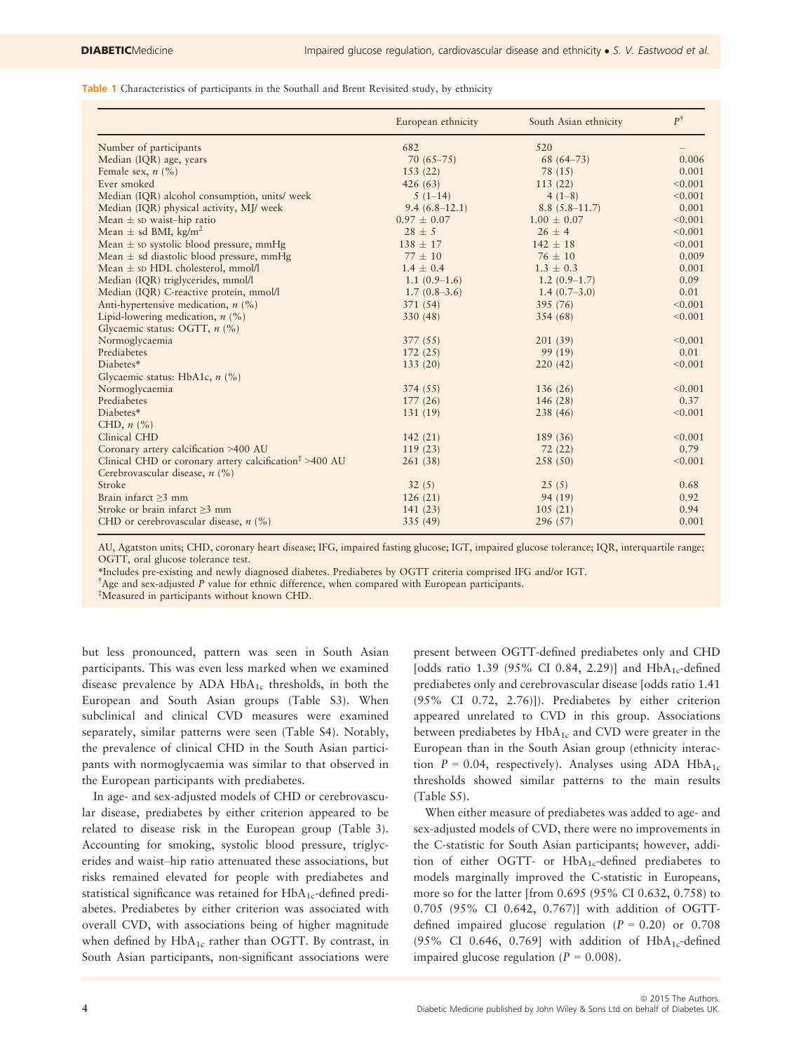**Table 1** Characteristics of participants in the Southall and Brent Revisited study, by ethnicity

| | European ethnicity | South Asian ethnicity | $P$[†] |
|---|---|---|---|
| Number of participants | 682 | 520 | – |
| Median (IQR) age, years | 70 (65–75) | 68 (64–73) | 0.006 |
| Female sex, $n$ (%) | 153 (22) | 78 (15) | 0.001 |
| Ever smoked | 426 (63) | 113 (22) | <0.001 |
| Median (IQR) alcohol consumption, units/ week | 5 (1–14) | 4 (1–8) | <0.001 |
| Median (IQR) physical activity, MJ/ week | 9.4 (6.8–12.1) | 8.8 (5.8–11.7) | 0.001 |
| Mean ± SD waist–hip ratio | 0.97 ± 0.07 | 1.00 ± 0.07 | <0.001 |
| Mean ± sd BMI, kg/m$^2$ | 28 ± 5 | 26 ± 4 | <0.001 |
| Mean ± SD systolic blood pressure, mmHg | 138 ± 17 | 142 ± 18 | <0.001 |
| Mean ± sd diastolic blood pressure, mmHg | 77 ± 10 | 76 ± 10 | 0.009 |
| Mean ± SD HDL cholesterol, mmol/l | 1.4 ± 0.4 | 1.3 ± 0.3 | 0.001 |
| Median (IQR) triglycerides, mmol/l | 1.1 (0.9–1.6) | 1.2 (0.9–1.7) | 0.09 |
| Median (IQR) C-reactive protein, mmol/l | 1.7 (0.8–3.6) | 1.4 (0.7–3.0) | 0.01 |
| Anti-hypertensive medication, $n$ (%) | 371 (54) | 395 (76) | <0.001 |
| Lipid-lowering medication, $n$ (%) | 330 (48) | 354 (68) | <0.001 |
| Glycaemic status: OGTT, $n$ (%) | | | |
| Normoglycaemia | 377 (55) | 201 (39) | <0.001 |
| Prediabetes | 172 (25) | 99 (19) | 0.01 |
| Diabetes* | 133 (20) | 220 (42) | <0.001 |
| Glycaemic status: HbA1c, $n$ (%) | | | |
| Normoglycaemia | 374 (55) | 136 (26) | <0.001 |
| Prediabetes | 177 (26) | 146 (28) | 0.37 |
| Diabetes* | 131 (19) | 238 (46) | <0.001 |
| CHD, $n$ (%) | | | |
| Clinical CHD | 142 (21) | 189 (36) | <0.001 |
| Coronary artery calcification >400 AU | 119 (23) | 72 (22) | 0.79 |
| Clinical CHD or coronary artery calcification[‡] >400 AU | 261 (38) | 258 (50) | <0.001 |
| Cerebrovascular disease, $n$ (%) | | | |
| Stroke | 32 (5) | 25 (5) | 0.68 |
| Brain infarct ≥3 mm | 126 (21) | 94 (19) | 0.92 |
| Stroke or brain infarct ≥3 mm | 141 (23) | 105 (21) | 0.94 |
| CHD or cerebrovascular disease, $n$ (%) | 335 (49) | 296 (57) | 0.001 |

AU, Agatston units; CHD, coronary heart disease; IFG, impaired fasting glucose; IGT, impaired glucose tolerance; IQR, interquartile range; OGTT, oral glucose tolerance test.

*Includes pre-existing and newly diagnosed diabetes. Prediabetes by OGTT criteria comprised IFG and/or IGT.

†Age and sex-adjusted $P$ value for ethnic difference, when compared with European participants.

‡Measured in participants without known CHD.

but less pronounced, pattern was seen in South Asian participants. This was even less marked when we examined disease prevalence by ADA $HbA_{1c}$ thresholds, in both the European and South Asian groups (Table S3). When subclinical and clinical CVD measures were examined separately, similar patterns were seen (Table S4). Notably, the prevalence of clinical CHD in the South Asian participants with normoglycaemia was similar to that observed in the European participants with prediabetes.

In age- and sex-adjusted models of CHD or cerebrovascular disease, prediabetes by either criterion appeared to be related to disease risk in the European group (Table 3). Accounting for smoking, systolic blood pressure, triglycerides and waist–hip ratio attenuated these associations, but risks remained elevated for people with prediabetes and statistical significance was retained for $HbA_{1c}$-defined prediabetes. Prediabetes by either criterion was associated with overall CVD, with associations being of higher magnitude when defined by $HbA_{1c}$ rather than OGTT. By contrast, in South Asian participants, non-significant associations were present between OGTT-defined prediabetes only and CHD [odds ratio 1.39 (95% CI 0.84, 2.29)] and $HbA_{1c}$-defined prediabetes only and cerebrovascular disease [odds ratio 1.41 (95% CI 0.72, 2.76)]. Prediabetes by either criterion appeared unrelated to CVD in this group. Associations between prediabetes by $HbA_{1c}$ and CVD were greater in the European than in the South Asian group (ethnicity interaction $P = 0.04$, respectively). Analyses using ADA $HbA_{1c}$ thresholds showed similar patterns to the main results (Table S5).

When either measure of prediabetes was added to age- and sex-adjusted models of CVD, there were no improvements in the C-statistic for South Asian participants; however, addition of either OGTT- or $HbA_{1c}$-defined prediabetes to models marginally improved the C-statistic in Europeans, more so for the latter [from 0.695 (95% CI 0.632, 0.758) to 0.705 (95% CI 0.642, 0.767)] with addition of OGTT-defined impaired glucose regulation ($P = 0.20$) or 0.708 (95% CI 0.646, 0.769] with addition of $HbA_{1c}$-defined impaired glucose regulation ($P = 0.008$).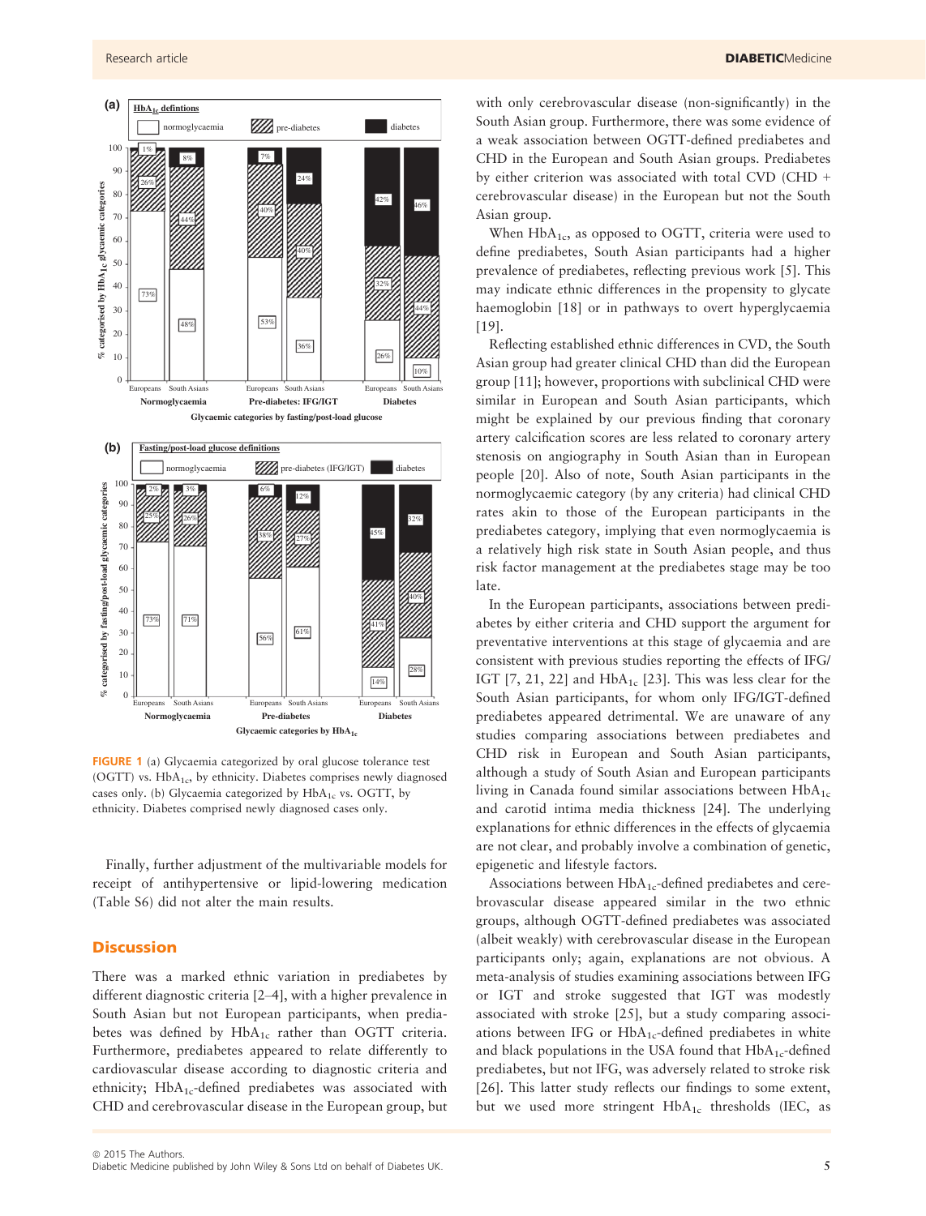FIGURE 1 (a) Glycaemia categorized by oral glucose tolerance test (OGTT) vs. $HbA_{1c}$, by ethnicity. Diabetes comprises newly diagnosed cases only. (b) Glycaemia categorized by $HbA_{1c}$ vs. OGTT, by ethnicity. Diabetes comprised newly diagnosed cases only.

Finally, further adjustment of the multivariable models for receipt of antihypertensive or lipid-lowering medication (Table S6) did not alter the main results.

## Discussion

There was a marked ethnic variation in prediabetes by different diagnostic criteria [2–4], with a higher prevalence in South Asian but not European participants, when prediabetes was defined by $HbA_{1c}$ rather than OGTT criteria. Furthermore, prediabetes appeared to relate differently to cardiovascular disease according to diagnostic criteria and ethnicity; $HbA_{1c}$-defined prediabetes was associated with CHD and cerebrovascular disease in the European group, but with only cerebrovascular disease (non-significantly) in the South Asian group. Furthermore, there was some evidence of a weak association between OGTT-defined prediabetes and CHD in the European and South Asian groups. Prediabetes by either criterion was associated with total CVD (CHD + cerebrovascular disease) in the European but not the South Asian group.

When $HbA_{1c}$, as opposed to OGTT, criteria were used to define prediabetes, South Asian participants had a higher prevalence of prediabetes, reflecting previous work [5]. This may indicate ethnic differences in the propensity to glycate haemoglobin [18] or in pathways to overt hyperglycaemia [19].

Reflecting established ethnic differences in CVD, the South Asian group had greater clinical CHD than did the European group [11]; however, proportions with subclinical CHD were similar in European and South Asian participants, which might be explained by our previous finding that coronary artery calcification scores are less related to coronary artery stenosis on angiography in South Asian than in European people [20]. Also of note, South Asian participants in the normoglycaemic category (by any criteria) had clinical CHD rates akin to those of the European participants in the prediabetes category, implying that even normoglycaemia is a relatively high risk state in South Asian people, and thus risk factor management at the prediabetes stage may be too late.

In the European participants, associations between prediabetes by either criteria and CHD support the argument for preventative interventions at this stage of glycaemia and are consistent with previous studies reporting the effects of IFG/IGT [7, 21, 22] and $HbA_{1c}$ [23]. This was less clear for the South Asian participants, for whom only IFG/IGT-defined prediabetes appeared detrimental. We are unaware of any studies comparing associations between prediabetes and CHD risk in European and South Asian participants, although a study of South Asian and European participants living in Canada found similar associations between $HbA_{1c}$ and carotid intima media thickness [24]. The underlying explanations for ethnic differences in the effects of glycaemia are not clear, and probably involve a combination of genetic, epigenetic and lifestyle factors.

Associations between $HbA_{1c}$-defined prediabetes and cerebrovascular disease appeared similar in the two ethnic groups, although OGTT-defined prediabetes was associated (albeit weakly) with cerebrovascular disease in the European participants only; again, explanations are not obvious. A meta-analysis of studies examining associations between IFG or IGT and stroke suggested that IGT was modestly associated with stroke [25], but a study comparing associations between IFG or $HbA_{1c}$-defined prediabetes in white and black populations in the USA found that $HbA_{1c}$-defined prediabetes, but not IFG, was adversely related to stroke risk [26]. This latter study reflects our findings to some extent, but we used more stringent $HbA_{1c}$ thresholds (IEC, as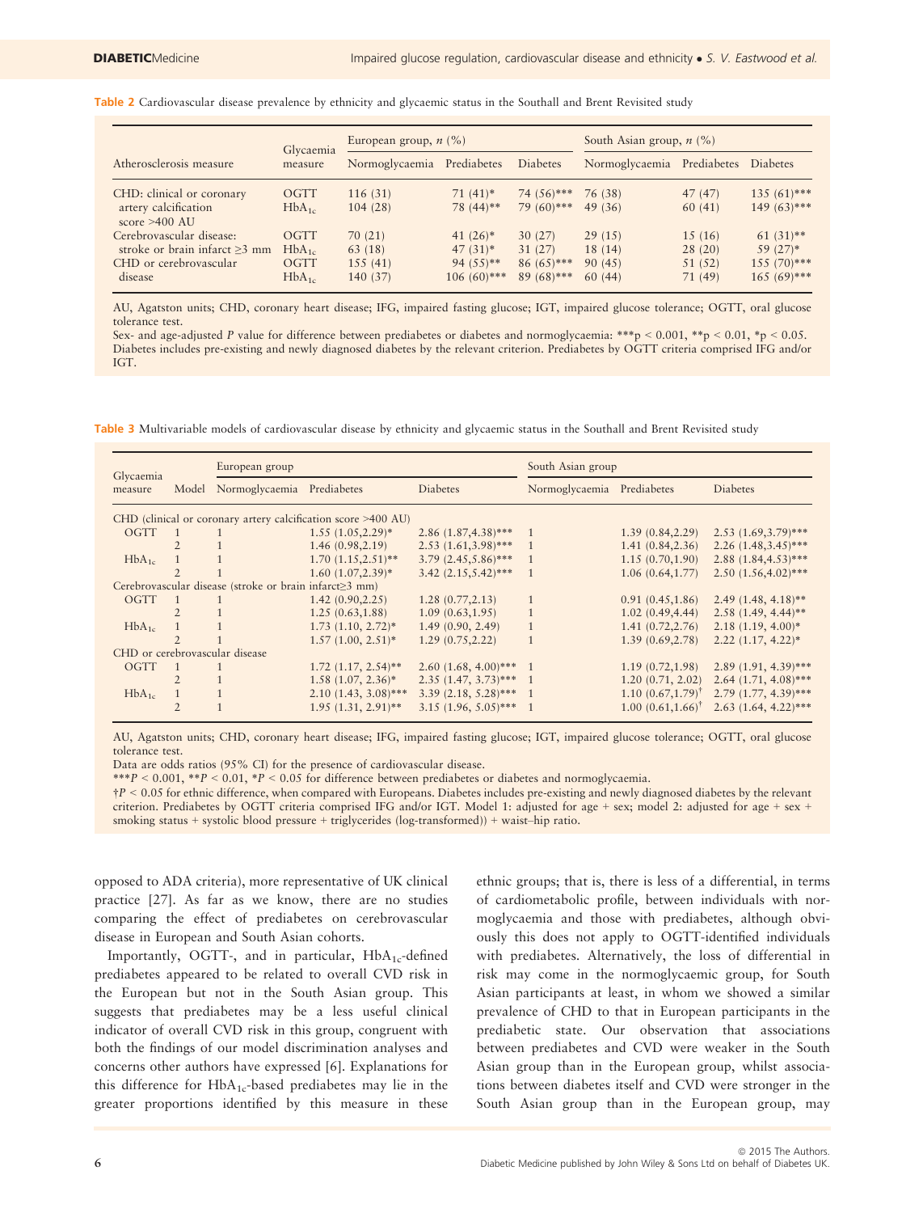**Table 2** Cardiovascular disease prevalence by ethnicity and glycaemic status in the Southall and Brent Revisited study

| Atherosclerosis measure | Glycaemia measure | European group, *n* (%) | | | South Asian group, *n* (%) | | |
|---|---|---|---|---|---|---|---|
| | | Normoglycaemia | Prediabetes | Diabetes | Normoglycaemia | Prediabetes | Diabetes |
| CHD: clinical or coronary artery calcification score >400 AU | OGTT | 116 (31) | 71 (41)* | 74 (56)*** | 76 (38) | 47 (47) | 135 (61)*** |
| | $HbA_{1c}$ | 104 (28) | 78 (44)** | 79 (60)*** | 49 (36) | 60 (41) | 149 (63)*** |
| Cerebrovascular disease: stroke or brain infarct ≥3 mm | OGTT | 70 (21) | 41 (26)* | 30 (27) | 29 (15) | 15 (16) | 61 (31)** |
| | $HbA_{1c}$ | 63 (18) | 47 (31)* | 31 (27) | 18 (14) | 28 (20) | 59 (27)* |
| CHD or cerebrovascular disease | OGTT | 155 (41) | 94 (55)** | 86 (65)*** | 90 (45) | 51 (52) | 155 (70)*** |
| | $HbA_{1c}$ | 140 (37) | 106 (60)*** | 89 (68)*** | 60 (44) | 71 (49) | 165 (69)*** |

AU, Agatston units; CHD, coronary heart disease; IFG, impaired fasting glucose; IGT, impaired glucose tolerance; OGTT, oral glucose tolerance test.
Sex- and age-adjusted *P* value for difference between prediabetes or diabetes and normoglycaemia: ***p < 0.001, **p < 0.01, *p < 0.05.
Diabetes includes pre-existing and newly diagnosed diabetes by the relevant criterion. Prediabetes by OGTT criteria comprised IFG and/or IGT.

**Table 3** Multivariable models of cardiovascular disease by ethnicity and glycaemic status in the Southall and Brent Revisited study

| Glycaemia measure | Model | European group | | | South Asian group | | |
|---|---|---|---|---|---|---|---|
| | | Normoglycaemia | Prediabetes | Diabetes | Normoglycaemia | Prediabetes | Diabetes |
| CHD (clinical or coronary artery calcification score >400 AU) | | | | | | | |
| OGTT | 1 | 1 | 1.55 (1.05,2.29)* | 2.86 (1.87,4.38)*** | 1 | 1.39 (0.84,2.29) | 2.53 (1.69,3.79)*** |
| | 2 | 1 | 1.46 (0.98,2.19) | 2.53 (1.61,3.98)*** | 1 | 1.41 (0.84,2.36) | 2.26 (1.48,3.45)*** |
| $HbA_{1c}$ | 1 | 1 | 1.70 (1.15,2.51)** | 3.79 (2.45,5.86)*** | 1 | 1.15 (0.70,1.90) | 2.88 (1.84,4.53)*** |
| | 2 | 1 | 1.60 (1.07,2.39)* | 3.42 (2.15,5.42)*** | 1 | 1.06 (0.64,1.77) | 2.50 (1.56,4.02)*** |
| Cerebrovascular disease (stroke or brain infarct≥3 mm) | | | | | | | |
| OGTT | 1 | 1 | 1.42 (0.90,2.25) | 1.28 (0.77,2.13) | 1 | 0.91 (0.45,1.86) | 2.49 (1.48, 4.18)** |
| | 2 | 1 | 1.25 (0.63,1.88) | 1.09 (0.63,1.95) | 1 | 1.02 (0.49,4.44) | 2.58 (1.49, 4.44)** |
| $HbA_{1c}$ | 1 | 1 | 1.73 (1.10, 2.72)* | 1.49 (0.90, 2.49) | 1 | 1.41 (0.72,2.76) | 2.18 (1.19, 4.00)* |
| | 2 | 1 | 1.57 (1.00, 2.51)* | 1.29 (0.75,2.22) | 1 | 1.39 (0.69,2.78) | 2.22 (1.17, 4.22)* |
| CHD or cerebrovascular disease | | | | | | | |
| OGTT | 1 | 1 | 1.72 (1.17, 2.54)** | 2.60 (1.68, 4.00)*** | 1 | 1.19 (0.72,1.98) | 2.89 (1.91, 4.39)*** |
| | 2 | 1 | 1.58 (1.07, 2.36)* | 2.35 (1.47, 3.73)*** | 1 | 1.20 (0.71, 2.02) | 2.64 (1.71, 4.08)*** |
| $HbA_{1c}$ | 1 | 1 | 2.10 (1.43, 3.08)*** | 3.39 (2.18, 5.28)*** | 1 | 1.10 (0.67,1.79)† | 2.79 (1.77, 4.39)*** |
| | 2 | 1 | 1.95 (1.31, 2.91)** | 3.15 (1.96, 5.05)*** | 1 | 1.00 (0.61,1.66)† | 2.63 (1.64, 4.22)*** |

AU, Agatston units; CHD, coronary heart disease; IFG, impaired fasting glucose; IGT, impaired glucose tolerance; OGTT, oral glucose tolerance test.
Data are odds ratios (95% CI) for the presence of cardiovascular disease.
****P* < 0.001, ***P* < 0.01, **P* < 0.05 for difference between prediabetes or diabetes and normoglycaemia.
†*P* < 0.05 for ethnic difference, when compared with Europeans. Diabetes includes pre-existing and newly diagnosed diabetes by the relevant criterion. Prediabetes by OGTT criteria comprised IFG and/or IGT. Model 1: adjusted for age + sex; model 2: adjusted for age + sex + smoking status + systolic blood pressure + triglycerides (log-transformed)) + waist–hip ratio.

opposed to ADA criteria), more representative of UK clinical practice [27]. As far as we know, there are no studies comparing the effect of prediabetes on cerebrovascular disease in European and South Asian cohorts.

Importantly, OGTT-, and in particular, $HbA_{1c}$-defined prediabetes appeared to be related to overall CVD risk in the European but not in the South Asian group. This suggests that prediabetes may be a less useful clinical indicator of overall CVD risk in this group, congruent with both the findings of our model discrimination analyses and concerns other authors have expressed [6]. Explanations for this difference for $HbA_{1c}$-based prediabetes may lie in the greater proportions identified by this measure in these ethnic groups; that is, there is less of a differential, in terms of cardiometabolic profile, between individuals with normoglycaemia and those with prediabetes, although obviously this does not apply to OGTT-identified individuals with prediabetes. Alternatively, the loss of differential in risk may come in the normoglycaemic group, for South Asian participants at least, in whom we showed a similar prevalence of CHD to that in European participants in the prediabetic state. Our observation that associations between prediabetes and CVD were weaker in the South Asian group than in the European group, whilst associations between diabetes itself and CVD were stronger in the South Asian group than in the European group, may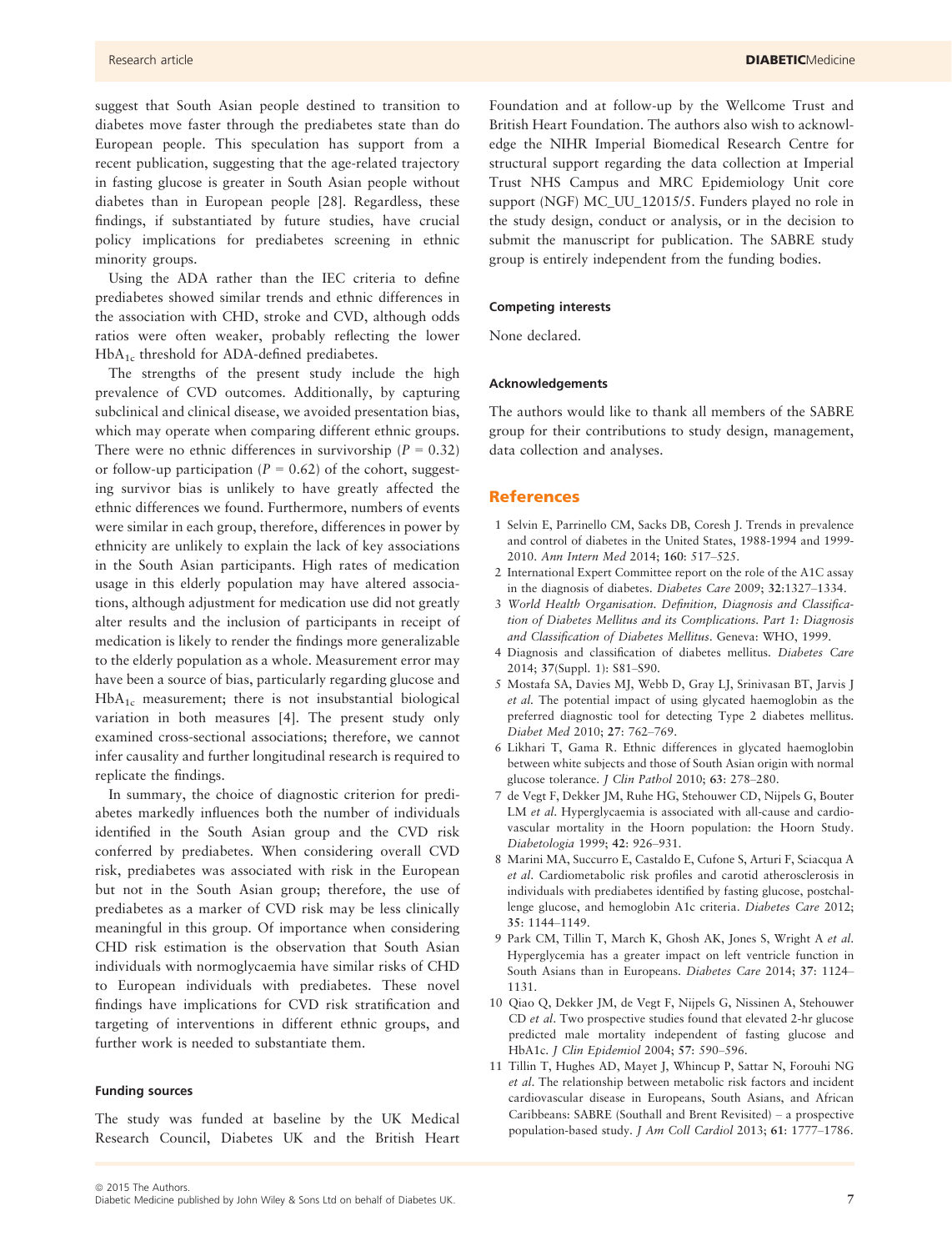suggest that South Asian people destined to transition to diabetes move faster through the prediabetes state than do European people. This speculation has support from a recent publication, suggesting that the age-related trajectory in fasting glucose is greater in South Asian people without diabetes than in European people [28]. Regardless, these findings, if substantiated by future studies, have crucial policy implications for prediabetes screening in ethnic minority groups.

Using the ADA rather than the IEC criteria to define prediabetes showed similar trends and ethnic differences in the association with CHD, stroke and CVD, although odds ratios were often weaker, probably reflecting the lower $HbA_{1c}$ threshold for ADA-defined prediabetes.

The strengths of the present study include the high prevalence of CVD outcomes. Additionally, by capturing subclinical and clinical disease, we avoided presentation bias, which may operate when comparing different ethnic groups. There were no ethnic differences in survivorship ($P = 0.32$) or follow-up participation ($P = 0.62$) of the cohort, suggesting survivor bias is unlikely to have greatly affected the ethnic differences we found. Furthermore, numbers of events were similar in each group, therefore, differences in power by ethnicity are unlikely to explain the lack of key associations in the South Asian participants. High rates of medication usage in this elderly population may have altered associations, although adjustment for medication use did not greatly alter results and the inclusion of participants in receipt of medication is likely to render the findings more generalizable to the elderly population as a whole. Measurement error may have been a source of bias, particularly regarding glucose and $HbA_{1c}$ measurement; there is not insubstantial biological variation in both measures [4]. The present study only examined cross-sectional associations; therefore, we cannot infer causality and further longitudinal research is required to replicate the findings.

In summary, the choice of diagnostic criterion for prediabetes markedly influences both the number of individuals identified in the South Asian group and the CVD risk conferred by prediabetes. When considering overall CVD risk, prediabetes was associated with risk in the European but not in the South Asian group; therefore, the use of prediabetes as a marker of CVD risk may be less clinically meaningful in this group. Of importance when considering CHD risk estimation is the observation that South Asian individuals with normoglycaemia have similar risks of CHD to European individuals with prediabetes. These novel findings have implications for CVD risk stratification and targeting of interventions in different ethnic groups, and further work is needed to substantiate them.

#### Funding sources

The study was funded at baseline by the UK Medical Research Council, Diabetes UK and the British Heart Foundation and at follow-up by the Wellcome Trust and British Heart Foundation. The authors also wish to acknowledge the NIHR Imperial Biomedical Research Centre for structural support regarding the data collection at Imperial Trust NHS Campus and MRC Epidemiology Unit core support (NGF) MC_UU_12015/5. Funders played no role in the study design, conduct or analysis, or in the decision to submit the manuscript for publication. The SABRE study group is entirely independent from the funding bodies.

#### Competing interests

None declared.

#### Acknowledgements

The authors would like to thank all members of the SABRE group for their contributions to study design, management, data collection and analyses.

## References

1 Selvin E, Parrinello CM, Sacks DB, Coresh J. Trends in prevalence and control of diabetes in the United States, 1988-1994 and 1999-2010. *Ann Intern Med* 2014; **160**: 517–525.

2 International Expert Committee report on the role of the A1C assay in the diagnosis of diabetes. *Diabetes Care* 2009; **32**:1327–1334.

3 *World Health Organisation. Definition, Diagnosis and Classification of Diabetes Mellitus and its Complications. Part 1: Diagnosis and Classification of Diabetes Mellitus*. Geneva: WHO, 1999.

4 Diagnosis and classification of diabetes mellitus. *Diabetes Care* 2014; **37**(Suppl. 1): S81–S90.

5 Mostafa SA, Davies MJ, Webb D, Gray LJ, Srinivasan BT, Jarvis J *et al*. The potential impact of using glycated haemoglobin as the preferred diagnostic tool for detecting Type 2 diabetes mellitus. *Diabet Med* 2010; **27**: 762–769.

6 Likhari T, Gama R. Ethnic differences in glycated haemoglobin between white subjects and those of South Asian origin with normal glucose tolerance. *J Clin Pathol* 2010; **63**: 278–280.

7 de Vegt F, Dekker JM, Ruhe HG, Stehouwer CD, Nijpels G, Bouter LM *et al*. Hyperglycaemia is associated with all-cause and cardiovascular mortality in the Hoorn population: the Hoorn Study. *Diabetologia* 1999; **42**: 926–931.

8 Marini MA, Succurro E, Castaldo E, Cufone S, Arturi F, Sciacqua A *et al*. Cardiometabolic risk profiles and carotid atherosclerosis in individuals with prediabetes identified by fasting glucose, postchallenge glucose, and hemoglobin A1c criteria. *Diabetes Care* 2012; **35**: 1144–1149.

9 Park CM, Tillin T, March K, Ghosh AK, Jones S, Wright A *et al*. Hyperglycemia has a greater impact on left ventricle function in South Asians than in Europeans. *Diabetes Care* 2014; **37**: 1124–1131.

10 Qiao Q, Dekker JM, de Vegt F, Nijpels G, Nissinen A, Stehouwer CD *et al*. Two prospective studies found that elevated 2-hr glucose predicted male mortality independent of fasting glucose and HbA1c. *J Clin Epidemiol* 2004; **57**: 590–596.

11 Tillin T, Hughes AD, Mayet J, Whincup P, Sattar N, Forouhi NG *et al*. The relationship between metabolic risk factors and incident cardiovascular disease in Europeans, South Asians, and African Caribbeans: SABRE (Southall and Brent Revisited) – a prospective population-based study. *J Am Coll Cardiol* 2013; **61**: 1777–1786.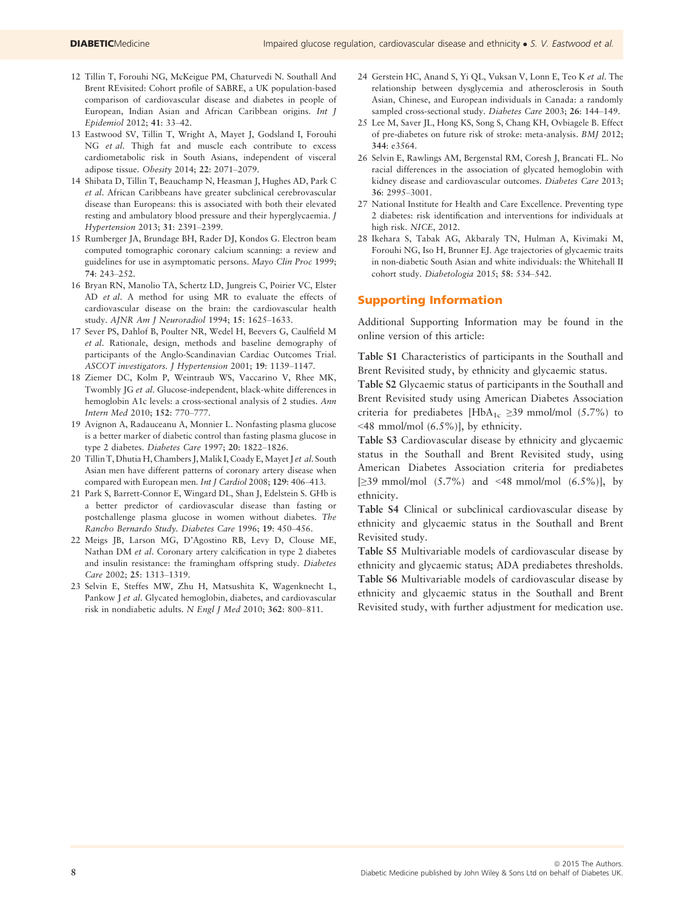12 Tillin T, Forouhi NG, McKeigue PM, Chaturvedi N. Southall And Brent REvisited: Cohort profile of SABRE, a UK population-based comparison of cardiovascular disease and diabetes in people of European, Indian Asian and African Caribbean origins. *Int J Epidemiol* 2012; **41**: 33–42.

13 Eastwood SV, Tillin T, Wright A, Mayet J, Godsland I, Forouhi NG *et al*. Thigh fat and muscle each contribute to excess cardiometabolic risk in South Asians, independent of visceral adipose tissue. *Obesity* 2014; **22**: 2071–2079.

14 Shibata D, Tillin T, Beauchamp N, Heasman J, Hughes AD, Park C *et al*. African Caribbeans have greater subclinical cerebrovascular disease than Europeans: this is associated with both their elevated resting and ambulatory blood pressure and their hyperglycaemia. *J Hypertension* 2013; **31**: 2391–2399.

15 Rumberger JA, Brundage BH, Rader DJ, Kondos G. Electron beam computed tomographic coronary calcium scanning: a review and guidelines for use in asymptomatic persons. *Mayo Clin Proc* 1999; **74**: 243–252.

16 Bryan RN, Manolio TA, Schertz LD, Jungreis C, Poirier VC, Elster AD *et al*. A method for using MR to evaluate the effects of cardiovascular disease on the brain: the cardiovascular health study. *AJNR Am J Neuroradiol* 1994; **15**: 1625–1633.

17 Sever PS, Dahlof B, Poulter NR, Wedel H, Beevers G, Caulfield M *et al*. Rationale, design, methods and baseline demography of participants of the Anglo-Scandinavian Cardiac Outcomes Trial. *ASCOT investigators. J Hypertension* 2001; **19**: 1139–1147.

18 Ziemer DC, Kolm P, Weintraub WS, Vaccarino V, Rhee MK, Twombly JG *et al*. Glucose-independent, black-white differences in hemoglobin A1c levels: a cross-sectional analysis of 2 studies. *Ann Intern Med* 2010; **152**: 770–777.

19 Avignon A, Radauceanu A, Monnier L. Nonfasting plasma glucose is a better marker of diabetic control than fasting plasma glucose in type 2 diabetes. *Diabetes Care* 1997; **20**: 1822–1826.

20 Tillin T, Dhutia H, Chambers J, Malik I, Coady E, Mayet J *et al*. South Asian men have different patterns of coronary artery disease when compared with European men. *Int J Cardiol* 2008; **129**: 406–413.

21 Park S, Barrett-Connor E, Wingard DL, Shan J, Edelstein S. GHb is a better predictor of cardiovascular disease than fasting or postchallenge plasma glucose in women without diabetes. *The Rancho Bernardo Study. Diabetes Care* 1996; **19**: 450–456.

22 Meigs JB, Larson MG, D'Agostino RB, Levy D, Clouse ME, Nathan DM *et al*. Coronary artery calcification in type 2 diabetes and insulin resistance: the framingham offspring study. *Diabetes Care* 2002; **25**: 1313–1319.

23 Selvin E, Steffes MW, Zhu H, Matsushita K, Wagenknecht L, Pankow J *et al*. Glycated hemoglobin, diabetes, and cardiovascular risk in nondiabetic adults. *N Engl J Med* 2010; **362**: 800–811.

24 Gerstein HC, Anand S, Yi QL, Vuksan V, Lonn E, Teo K *et al*. The relationship between dysglycemia and atherosclerosis in South Asian, Chinese, and European individuals in Canada: a randomly sampled cross-sectional study. *Diabetes Care* 2003; **26**: 144–149.

25 Lee M, Saver JL, Hong KS, Song S, Chang KH, Ovbiagele B. Effect of pre-diabetes on future risk of stroke: meta-analysis. *BMJ* 2012; **344**: e3564.

26 Selvin E, Rawlings AM, Bergenstal RM, Coresh J, Brancati FL. No racial differences in the association of glycated hemoglobin with kidney disease and cardiovascular outcomes. *Diabetes Care* 2013; **36**: 2995–3001.

27 National Institute for Health and Care Excellence. Preventing type 2 diabetes: risk identification and interventions for individuals at high risk. *NICE*, 2012.

28 Ikehara S, Tabak AG, Akbaraly TN, Hulman A, Kivimaki M, Forouhi NG, Iso H, Brunner EJ. Age trajectories of glycaemic traits in non-diabetic South Asian and white individuals: the Whitehall II cohort study. *Diabetologia* 2015; **58**: 534–542.

## Supporting Information

Additional Supporting Information may be found in the online version of this article:

**Table S1** Characteristics of participants in the Southall and Brent Revisited study, by ethnicity and glycaemic status.

**Table S2** Glycaemic status of participants in the Southall and Brent Revisited study using American Diabetes Association criteria for prediabetes [$HbA_{1c}$ ≥39 mmol/mol (5.7%) to <48 mmol/mol (6.5%)], by ethnicity.

**Table S3** Cardiovascular disease by ethnicity and glycaemic status in the Southall and Brent Revisited study, using American Diabetes Association criteria for prediabetes [≥39 mmol/mol (5.7%) and <48 mmol/mol (6.5%)], by ethnicity.

**Table S4** Clinical or subclinical cardiovascular disease by ethnicity and glycaemic status in the Southall and Brent Revisited study.

**Table S5** Multivariable models of cardiovascular disease by ethnicity and glycaemic status; ADA prediabetes thresholds.

**Table S6** Multivariable models of cardiovascular disease by ethnicity and glycaemic status in the Southall and Brent Revisited study, with further adjustment for medication use.